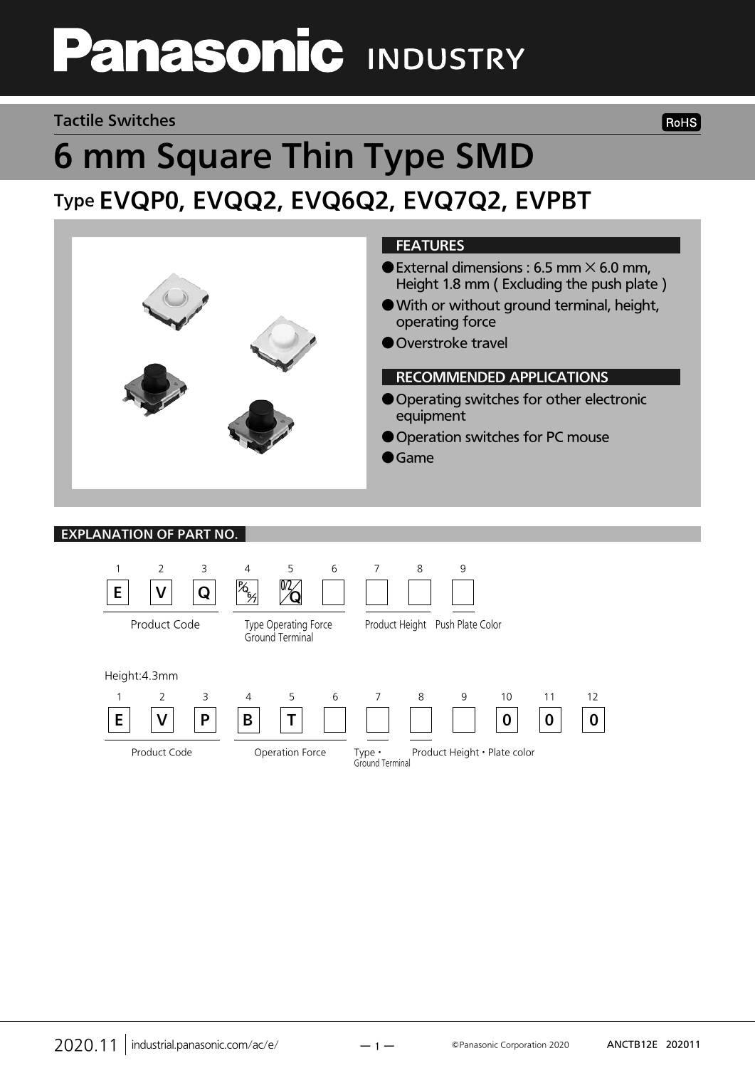Panasonic INDUSTRY

Tactile Switches

RoHS

# 6 mm Square Thin Type SMD

## Type EVQP0, EVQQ2, EVQ6Q2, EVQ7Q2, EVPBT

### FEATURES

- External dimensions : 6.5 mm × 6.0 mm, Height 1.8 mm ( Excluding the push plate )
- With or without ground terminal, height, operating force
- Overstroke travel

### RECOMMENDED APPLICATIONS

- Operating switches for other electronic equipment
- Operation switches for PC mouse
- Game

### EXPLANATION OF PART NO.

| 1 | 2 | 3 | 4 | 5 | 6 | 7 | 8 | 9 |
|---|---|---|---|---|---|---|---|---|
| E | V | Q | P/Q/6/7 | 0/2/Q | | | | |
| Product Code | | | Type Operating Force Ground Terminal | | | Product Height | | Push Plate Color |

Height:4.3mm

| 1 | 2 | 3 | 4 | 5 | 6 | 7 | 8 | 9 | 10 | 11 | 12 |
|---|---|---|---|---|---|---|---|---|---|---|---|
| E | V | P | B | T | | | | | 0 | 0 | 0 |
| Product Code | | | Operation Force | | | Type・Ground Terminal | Product Height・Plate color | | | | |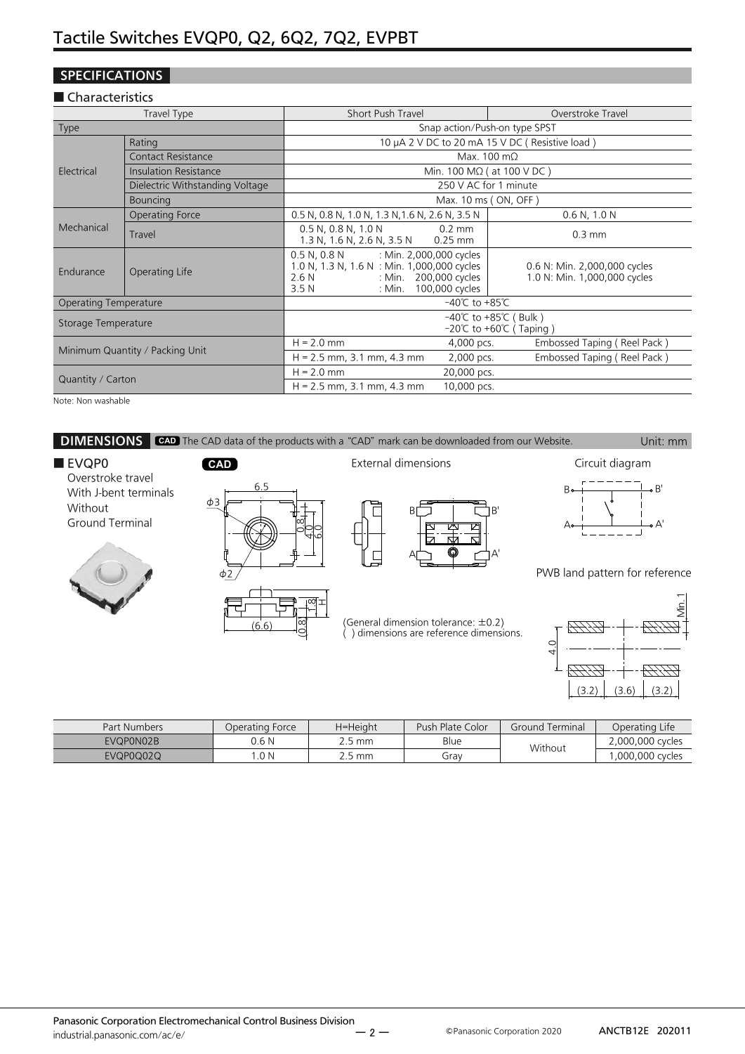# Tactile Switches EVQP0, Q2, 6Q2, 7Q2, EVPBT

## SPECIFICATIONS

### ■ Characteristics

| Travel Type | | Short Push Travel | Overstroke Travel |
|---|---|---|---|
| Type | | Snap action/Push-on type SPST | |
| Electrical | Rating | 10 μA 2 V DC to 20 mA 15 V DC ( Resistive load ) | |
| | Contact Resistance | Max. 100 mΩ | |
| | Insulation Resistance | Min. 100 MΩ ( at 100 V DC ) | |
| | Dielectric Withstanding Voltage | 250 V AC for 1 minute | |
| | Bouncing | Max. 10 ms ( ON, OFF ) | |
| Mechanical | Operating Force | 0.5 N, 0.8 N, 1.0 N, 1.3 N,1.6 N, 2.6 N, 3.5 N | 0.6 N, 1.0 N |
| | Travel | 0.5 N, 0.8 N, 1.0 N 0.2 mm<br>1.3 N, 1.6 N, 2.6 N, 3.5 N 0.25 mm | 0.3 mm |
| Endurance | Operating Life | 0.5 N, 0.8 N : Min. 2,000,000 cycles<br>1.0 N, 1.3 N, 1.6 N : Min. 1,000,000 cycles<br>2.6 N : Min. 200,000 cycles<br>3.5 N : Min. 100,000 cycles | 0.6 N: Min. 2,000,000 cycles<br>1.0 N: Min. 1,000,000 cycles |
| Operating Temperature | | −40℃ to +85℃ | |
| Storage Temperature | | −40℃ to +85℃ ( Bulk )<br>−20℃ to +60℃ ( Taping ) | |
| Minimum Quantity / Packing Unit | | H = 2.0 mm 4,000 pcs. | Embossed Taping ( Reel Pack ) |
| | | H = 2.5 mm, 3.1 mm, 4.3 mm 2,000 pcs. | Embossed Taping ( Reel Pack ) |
| Quantity / Carton | | H = 2.0 mm 20,000 pcs. | |
| | | H = 2.5 mm, 3.1 mm, 4.3 mm 10,000 pcs. | |

Note: Non washable

## DIMENSIONS

CAD The CAD data of the products with a “CAD” mark can be downloaded from our Website. Unit: mm

### ■ EVQP0

Overstroke travel
With J-bent terminals
Without
Ground Terminal

CAD

External dimensions

Circuit diagram

PWB land pattern for reference

(General dimension tolerance: ±0.2)
( ) dimensions are reference dimensions.

| Part Numbers | Operating Force | H=Height | Push Plate Color | Ground Terminal | Operating Life |
|---|---|---|---|---|---|
| EVQP0N02B | 0.6 N | 2.5 mm | Blue | Without | 2,000,000 cycles |
| EVQP0Q02Q | 1.0 N | 2.5 mm | Gray | | 1,000,000 cycles |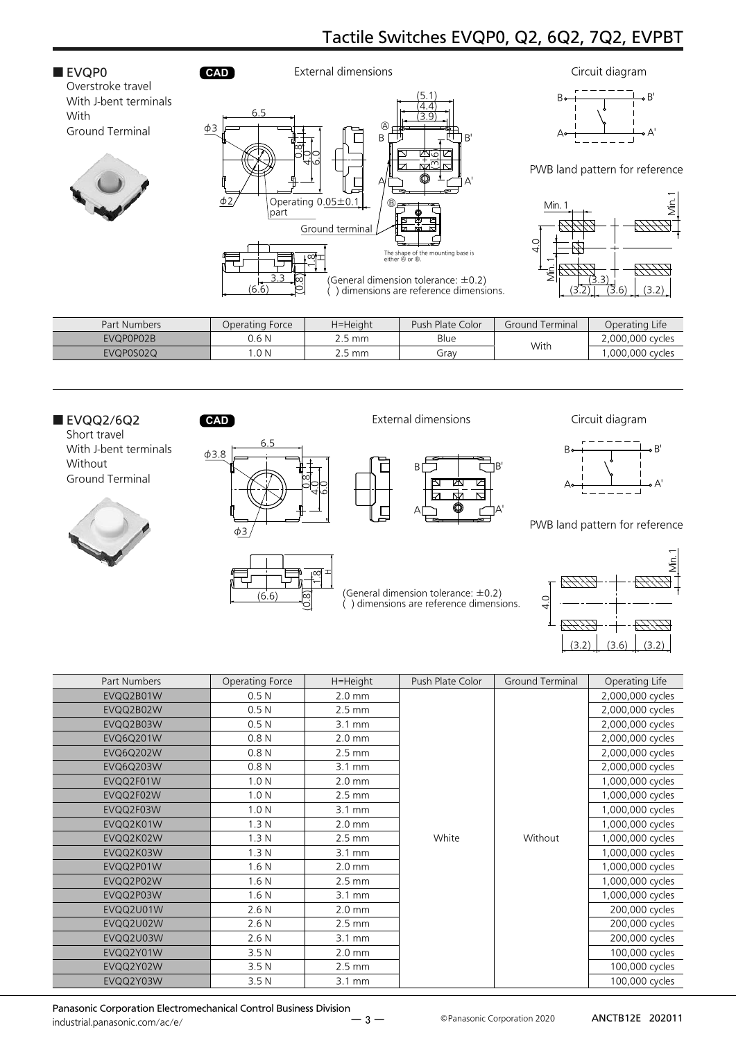## Tactile Switches EVQP0, Q2, 6Q2, 7Q2, EVPBT

### ■ EVQP0

Overstroke travel
With J-bent terminals
With
Ground Terminal

CAD

External dimensions

Circuit diagram

PWB land pattern for reference

The shape of the mounting base is either Ⓐ or Ⓑ.

(General dimension tolerance: ±0.2)
( ) dimensions are reference dimensions.

| Part Numbers | Operating Force | H=Height | Push Plate Color | Ground Terminal | Operating Life |
|---|---|---|---|---|---|
| EVQP0P02B | 0.6 N | 2.5 mm | Blue | With | 2,000,000 cycles |
| EVQP0S02Q | 1.0 N | 2.5 mm | Gray | | 1,000,000 cycles |

### ■ EVQQ2/6Q2

Short travel
With J-bent terminals
Without
Ground Terminal

CAD

External dimensions

Circuit diagram

PWB land pattern for reference

(General dimension tolerance: ±0.2)
( ) dimensions are reference dimensions.

| Part Numbers | Operating Force | H=Height | Push Plate Color | Ground Terminal | Operating Life |
|---|---|---|---|---|---|
| EVQQ2B01W | 0.5 N | 2.0 mm | White | Without | 2,000,000 cycles |
| EVQQ2B02W | 0.5 N | 2.5 mm | | | 2,000,000 cycles |
| EVQQ2B03W | 0.5 N | 3.1 mm | | | 2,000,000 cycles |
| EVQ6Q201W | 0.8 N | 2.0 mm | | | 2,000,000 cycles |
| EVQ6Q202W | 0.8 N | 2.5 mm | | | 2,000,000 cycles |
| EVQ6Q203W | 0.8 N | 3.1 mm | | | 2,000,000 cycles |
| EVQQ2F01W | 1.0 N | 2.0 mm | | | 1,000,000 cycles |
| EVQQ2F02W | 1.0 N | 2.5 mm | | | 1,000,000 cycles |
| EVQQ2F03W | 1.0 N | 3.1 mm | | | 1,000,000 cycles |
| EVQQ2K01W | 1.3 N | 2.0 mm | | | 1,000,000 cycles |
| EVQQ2K02W | 1.3 N | 2.5 mm | | | 1,000,000 cycles |
| EVQQ2K03W | 1.3 N | 3.1 mm | | | 1,000,000 cycles |
| EVQQ2P01W | 1.6 N | 2.0 mm | | | 1,000,000 cycles |
| EVQQ2P02W | 1.6 N | 2.5 mm | | | 1,000,000 cycles |
| EVQQ2P03W | 1.6 N | 3.1 mm | | | 1,000,000 cycles |
| EVQQ2U01W | 2.6 N | 2.0 mm | | | 200,000 cycles |
| EVQQ2U02W | 2.6 N | 2.5 mm | | | 200,000 cycles |
| EVQQ2U03W | 2.6 N | 3.1 mm | | | 200,000 cycles |
| EVQQ2Y01W | 3.5 N | 2.0 mm | | | 100,000 cycles |
| EVQQ2Y02W | 3.5 N | 2.5 mm | | | 100,000 cycles |
| EVQQ2Y03W | 3.5 N | 3.1 mm | | | 100,000 cycles |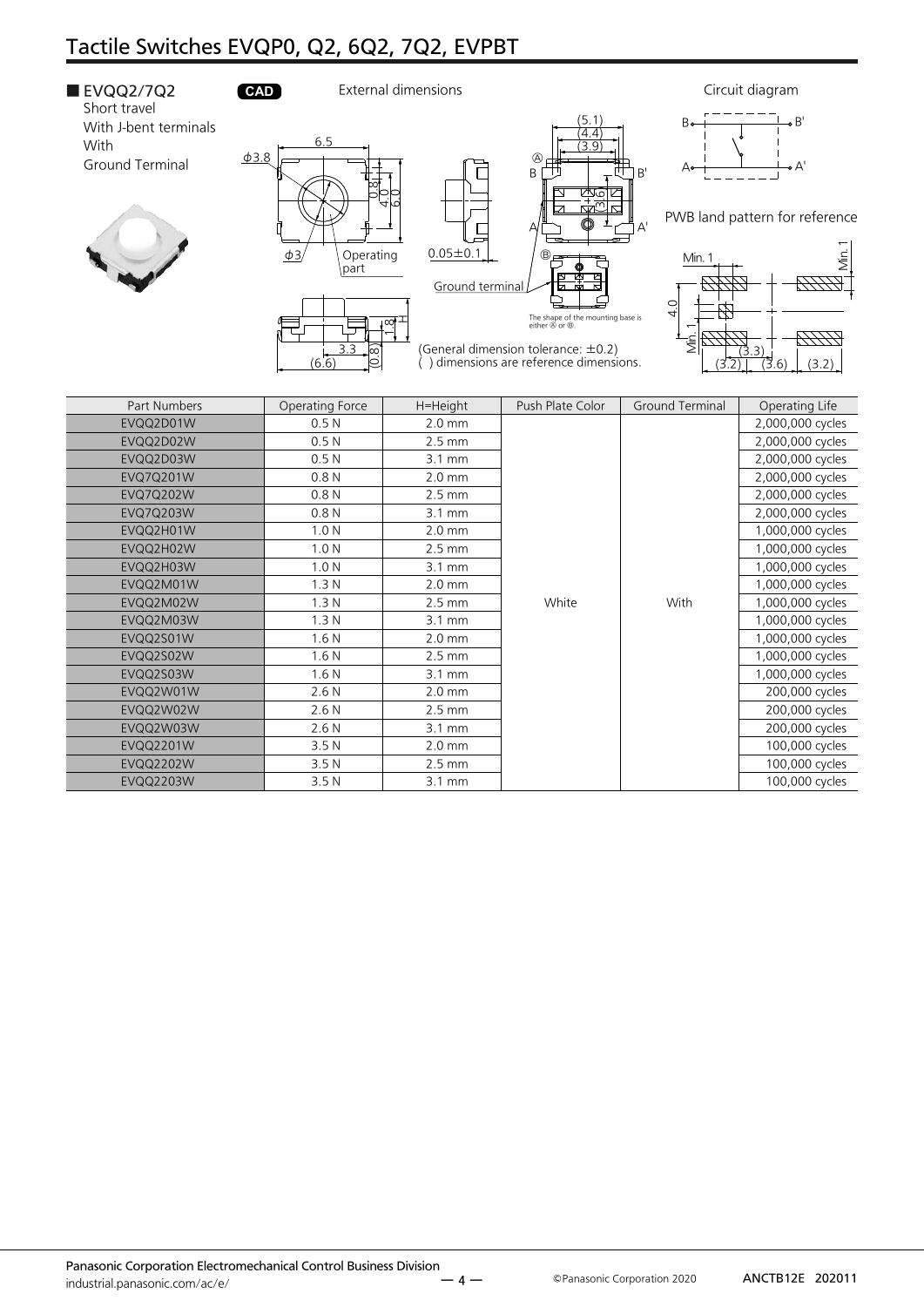## Tactile Switches EVQP0, Q2, 6Q2, 7Q2, EVPBT

### ■ EVQQ2/7Q2

Short travel
With J-bent terminals
With
Ground Terminal

CAD

External dimensions

Circuit diagram

PWB land pattern for reference

(General dimension tolerance: ±0.2)
( ) dimensions are reference dimensions.

The shape of the mounting base is either Ⓐ or Ⓑ.

| Part Numbers | Operating Force | H=Height | Push Plate Color | Ground Terminal | Operating Life |
|---|---|---|---|---|---|
| EVQQ2D01W | 0.5 N | 2.0 mm | White | With | 2,000,000 cycles |
| EVQQ2D02W | 0.5 N | 2.5 mm | | | 2,000,000 cycles |
| EVQQ2D03W | 0.5 N | 3.1 mm | | | 2,000,000 cycles |
| EVQ7Q201W | 0.8 N | 2.0 mm | | | 2,000,000 cycles |
| EVQ7Q202W | 0.8 N | 2.5 mm | | | 2,000,000 cycles |
| EVQ7Q203W | 0.8 N | 3.1 mm | | | 2,000,000 cycles |
| EVQQ2H01W | 1.0 N | 2.0 mm | | | 1,000,000 cycles |
| EVQQ2H02W | 1.0 N | 2.5 mm | | | 1,000,000 cycles |
| EVQQ2H03W | 1.0 N | 3.1 mm | | | 1,000,000 cycles |
| EVQQ2M01W | 1.3 N | 2.0 mm | | | 1,000,000 cycles |
| EVQQ2M02W | 1.3 N | 2.5 mm | | | 1,000,000 cycles |
| EVQQ2M03W | 1.3 N | 3.1 mm | | | 1,000,000 cycles |
| EVQQ2S01W | 1.6 N | 2.0 mm | | | 1,000,000 cycles |
| EVQQ2S02W | 1.6 N | 2.5 mm | | | 1,000,000 cycles |
| EVQQ2S03W | 1.6 N | 3.1 mm | | | 1,000,000 cycles |
| EVQQ2W01W | 2.6 N | 2.0 mm | | | 200,000 cycles |
| EVQQ2W02W | 2.6 N | 2.5 mm | | | 200,000 cycles |
| EVQQ2W03W | 2.6 N | 3.1 mm | | | 200,000 cycles |
| EVQQ2201W | 3.5 N | 2.0 mm | | | 100,000 cycles |
| EVQQ2202W | 3.5 N | 2.5 mm | | | 100,000 cycles |
| EVQQ2203W | 3.5 N | 3.1 mm | | | 100,000 cycles |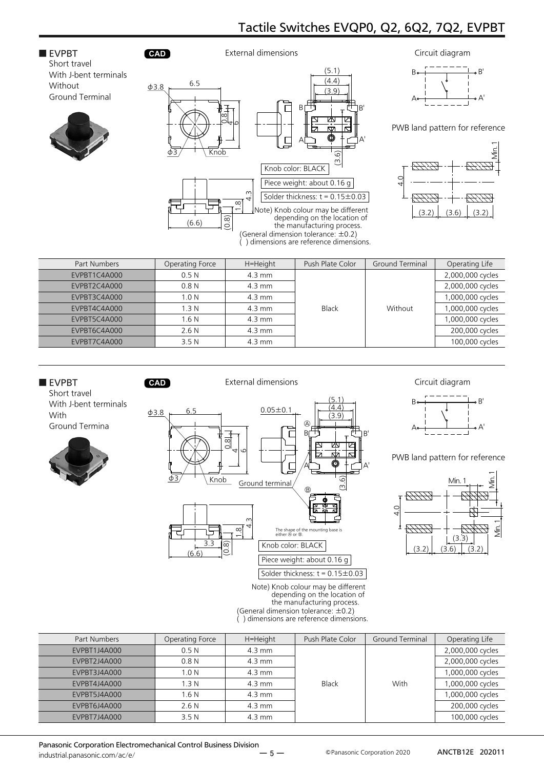## ■ EVPBT

Short travel
With J-bent terminals
Without
Ground Terminal

CAD

External dimensions

Circuit diagram

PWB land pattern for reference

Knob color: BLACK

Piece weight: about 0.16 g

Solder thickness: t = 0.15±0.03

Note) Knob colour may be different depending on the location of the manufacturing process.
(General dimension tolerance: ±0.2)
( ) dimensions are reference dimensions.

| Part Numbers | Operating Force | H=Height | Push Plate Color | Ground Terminal | Operating Life |
|---|---|---|---|---|---|
| EVPBT1C4A000 | 0.5 N | 4.3 mm | Black | Without | 2,000,000 cycles |
| EVPBT2C4A000 | 0.8 N | 4.3 mm | | | 2,000,000 cycles |
| EVPBT3C4A000 | 1.0 N | 4.3 mm | | | 1,000,000 cycles |
| EVPBT4C4A000 | 1.3 N | 4.3 mm | | | 1,000,000 cycles |
| EVPBT5C4A000 | 1.6 N | 4.3 mm | | | 1,000,000 cycles |
| EVPBT6C4A000 | 2.6 N | 4.3 mm | | | 200,000 cycles |
| EVPBT7C4A000 | 3.5 N | 4.3 mm | | | 100,000 cycles |

## ■ EVPBT

Short travel
With J-bent terminals
With
Ground Termina

CAD

External dimensions

Circuit diagram

PWB land pattern for reference

The shape of the mounting base is either Ⓐ or Ⓑ.

Knob color: BLACK

Piece weight: about 0.16 g

Solder thickness: t = 0.15±0.03

Note) Knob colour may be different depending on the location of the manufacturing process.
(General dimension tolerance: ±0.2)
( ) dimensions are reference dimensions.

| Part Numbers | Operating Force | H=Height | Push Plate Color | Ground Terminal | Operating Life |
|---|---|---|---|---|---|
| EVPBT1J4A000 | 0.5 N | 4.3 mm | Black | With | 2,000,000 cycles |
| EVPBT2J4A000 | 0.8 N | 4.3 mm | | | 2,000,000 cycles |
| EVPBT3J4A000 | 1.0 N | 4.3 mm | | | 1,000,000 cycles |
| EVPBT4J4A000 | 1.3 N | 4.3 mm | | | 1,000,000 cycles |
| EVPBT5J4A000 | 1.6 N | 4.3 mm | | | 1,000,000 cycles |
| EVPBT6J4A000 | 2.6 N | 4.3 mm | | | 200,000 cycles |
| EVPBT7J4A000 | 3.5 N | 4.3 mm | | | 100,000 cycles |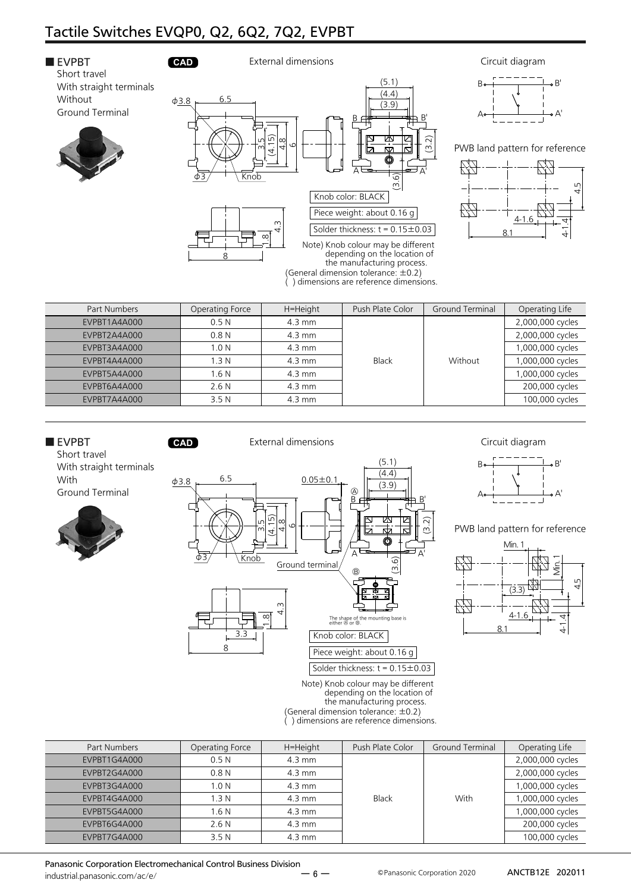# Tactile Switches EVQP0, Q2, 6Q2, 7Q2, EVPBT

## ■ EVPBT

Short travel
With straight terminals
Without
Ground Terminal

CAD

External dimensions

Circuit diagram

PWB land pattern for reference

Knob color: BLACK

Piece weight: about 0.16 g

Solder thickness: t = 0.15±0.03

Note) Knob colour may be different depending on the location of the manufacturing process.
(General dimension tolerance: ±0.2)
( ) dimensions are reference dimensions.

| Part Numbers | Operating Force | H=Height | Push Plate Color | Ground Terminal | Operating Life |
|---|---|---|---|---|---|
| EVPBT1A4A000 | 0.5 N | 4.3 mm | Black | Without | 2,000,000 cycles |
| EVPBT2A4A000 | 0.8 N | 4.3 mm | | | 2,000,000 cycles |
| EVPBT3A4A000 | 1.0 N | 4.3 mm | | | 1,000,000 cycles |
| EVPBT4A4A000 | 1.3 N | 4.3 mm | | | 1,000,000 cycles |
| EVPBT5A4A000 | 1.6 N | 4.3 mm | | | 1,000,000 cycles |
| EVPBT6A4A000 | 2.6 N | 4.3 mm | | | 200,000 cycles |
| EVPBT7A4A000 | 3.5 N | 4.3 mm | | | 100,000 cycles |

## ■ EVPBT

Short travel
With straight terminals
With
Ground Terminal

CAD

External dimensions

Circuit diagram

PWB land pattern for reference

The shape of the mounting base is either Ⓐ or Ⓑ.

Knob color: BLACK

Piece weight: about 0.16 g

Solder thickness: t = 0.15±0.03

Note) Knob colour may be different depending on the location of the manufacturing process.
(General dimension tolerance: ±0.2)
( ) dimensions are reference dimensions.

| Part Numbers | Operating Force | H=Height | Push Plate Color | Ground Terminal | Operating Life |
|---|---|---|---|---|---|
| EVPBT1G4A000 | 0.5 N | 4.3 mm | Black | With | 2,000,000 cycles |
| EVPBT2G4A000 | 0.8 N | 4.3 mm | | | 2,000,000 cycles |
| EVPBT3G4A000 | 1.0 N | 4.3 mm | | | 1,000,000 cycles |
| EVPBT4G4A000 | 1.3 N | 4.3 mm | | | 1,000,000 cycles |
| EVPBT5G4A000 | 1.6 N | 4.3 mm | | | 1,000,000 cycles |
| EVPBT6G4A000 | 2.6 N | 4.3 mm | | | 200,000 cycles |
| EVPBT7G4A000 | 3.5 N | 4.3 mm | | | 100,000 cycles |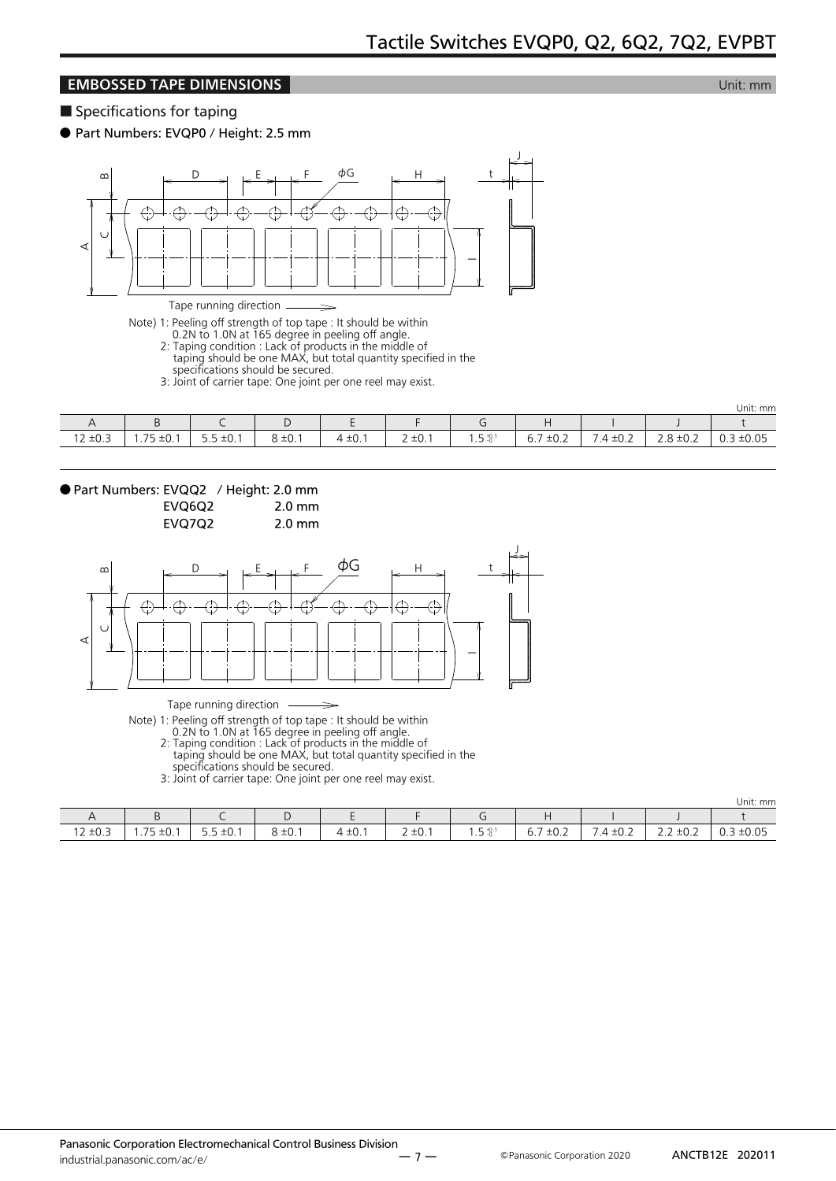## EMBOSSED TAPE DIMENSIONS

Unit: mm

### ■ Specifications for taping

#### ● Part Numbers: EVQP0 / Height: 2.5 mm

Tape running direction

Note) 1: Peeling off strength of top tape : It should be within 0.2N to 1.0N at 165 degree in peeling off angle.
2: Taping condition : Lack of products in the middle of taping should be one MAX, but total quantity specified in the specifications should be secured.
3: Joint of carrier tape: One joint per one reel may exist.

Unit: mm

| A | B | C | D | E | F | G | H | I | J | t |
|---|---|---|---|---|---|---|---|---|---|---|
| 12 ±0.3 | 1.75 ±0.1 | 5.5 ±0.1 | 8 ±0.1 | 4 ±0.1 | 2 ±0.1 | $1.5^{+0.1}_{-0}$ | 6.7 ±0.2 | 7.4 ±0.2 | 2.8 ±0.2 | 0.3 ±0.05 |

#### ● Part Numbers: EVQQ2 / Height: 2.0 mm
EVQ6Q2 2.0 mm
EVQ7Q2 2.0 mm

Tape running direction

Note) 1: Peeling off strength of top tape : It should be within 0.2N to 1.0N at 165 degree in peeling off angle.
2: Taping condition : Lack of products in the middle of taping should be one MAX, but total quantity specified in the specifications should be secured.
3: Joint of carrier tape: One joint per one reel may exist.

Unit: mm

| A | B | C | D | E | F | G | H | I | J | t |
|---|---|---|---|---|---|---|---|---|---|---|
| 12 ±0.3 | 1.75 ±0.1 | 5.5 ±0.1 | 8 ±0.1 | 4 ±0.1 | 2 ±0.1 | $1.5^{+0.1}_{-0}$ | 6.7 ±0.2 | 7.4 ±0.2 | 2.2 ±0.2 | 0.3 ±0.05 |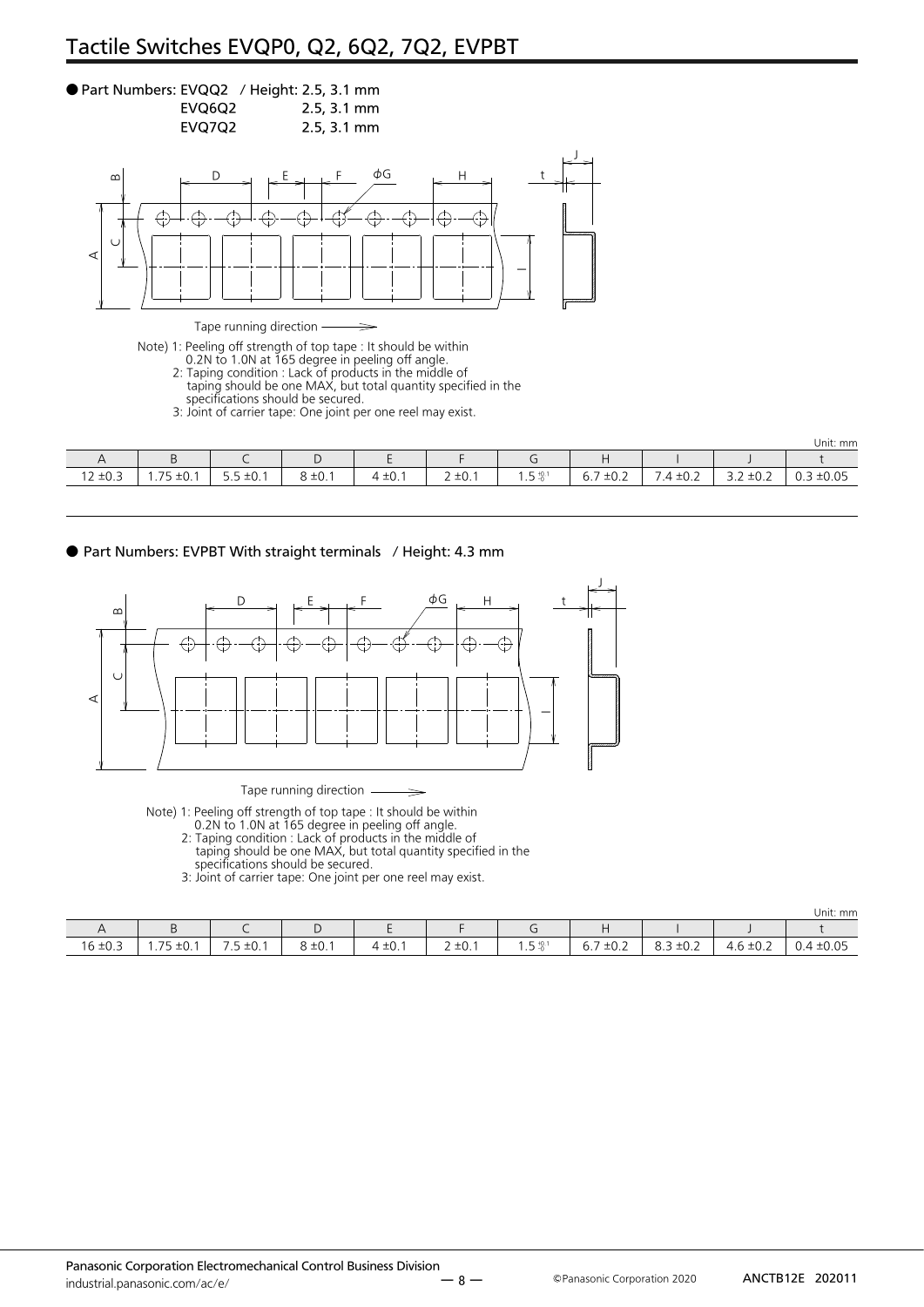# Tactile Switches EVQP0, Q2, 6Q2, 7Q2, EVPBT

● Part Numbers: EVQQ2 / Height: 2.5, 3.1 mm
EVQ6Q2 2.5, 3.1 mm
EVQ7Q2 2.5, 3.1 mm

Tape running direction

Note) 1: Peeling off strength of top tape : It should be within 0.2N to 1.0N at 165 degree in peeling off angle.
2: Taping condition : Lack of products in the middle of taping should be one MAX, but total quantity specified in the specifications should be secured.
3: Joint of carrier tape: One joint per one reel may exist.

Unit: mm

| A | B | C | D | E | F | G | H | I | J | t |
|---|---|---|---|---|---|---|---|---|---|---|
| 12 ±0.3 | 1.75 ±0.1 | 5.5 ±0.1 | 8 ±0.1 | 4 ±0.1 | 2 ±0.1 | $1.5^{+0.1}_{-0}$ | 6.7 ±0.2 | 7.4 ±0.2 | 3.2 ±0.2 | 0.3 ±0.05 |

● Part Numbers: EVPBT With straight terminals / Height: 4.3 mm

Tape running direction

Note) 1: Peeling off strength of top tape : It should be within 0.2N to 1.0N at 165 degree in peeling off angle.
2: Taping condition : Lack of products in the middle of taping should be one MAX, but total quantity specified in the specifications should be secured.
3: Joint of carrier tape: One joint per one reel may exist.

Unit: mm

| A | B | C | D | E | F | G | H | I | J | t |
|---|---|---|---|---|---|---|---|---|---|---|
| 16 ±0.3 | 1.75 ±0.1 | 7.5 ±0.1 | 8 ±0.1 | 4 ±0.1 | 2 ±0.1 | $1.5^{+0.1}_{-0}$ | 6.7 ±0.2 | 8.3 ±0.2 | 4.6 ±0.2 | 0.4 ±0.05 |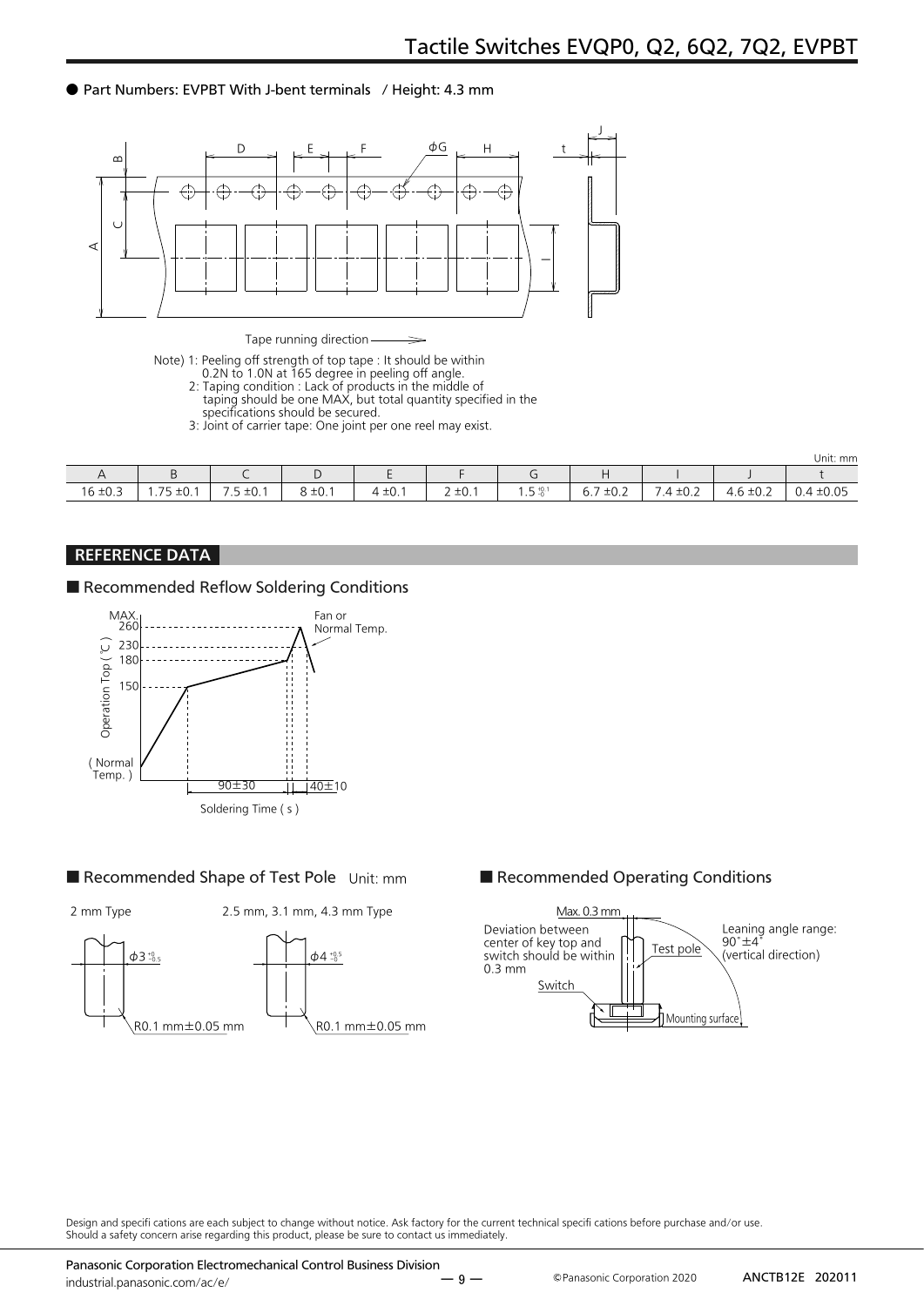● Part Numbers: EVPBT With J-bent terminals / Height: 4.3 mm

Tape running direction

Note) 1: Peeling off strength of top tape : It should be within 0.2N to 1.0N at 165 degree in peeling off angle.
2: Taping condition : Lack of products in the middle of taping should be one MAX, but total quantity specified in the specifications should be secured.
3: Joint of carrier tape: One joint per one reel may exist.

Unit: mm

| A | B | C | D | E | F | G | H | I | J | t |
|---|---|---|---|---|---|---|---|---|---|---|
| 16 ±0.3 | 1.75 ±0.1 | 7.5 ±0.1 | 8 ±0.1 | 4 ±0.1 | 2 ±0.1 | $1.5^{+0.1}_{-0}$ | 6.7 ±0.2 | 7.4 ±0.2 | 4.6 ±0.2 | 0.4 ±0.05 |

## REFERENCE DATA

### ■ Recommended Reflow Soldering Conditions

Operation Top (℃): MAX. 260, 230, 180, 150, (Normal Temp.)

Fan or Normal Temp.

90±30 | 40±10

Soldering Time ( s )

### ■ Recommended Shape of Test Pole Unit: mm

2 mm Type: $\phi 3^{+0}_{-0.5}$, R0.1 mm±0.05 mm

2.5 mm, 3.1 mm, 4.3 mm Type: $\phi 4^{+0.5}_{-0}$, R0.1 mm±0.05 mm

### ■ Recommended Operating Conditions

Max. 0.3 mm

Deviation between center of key top and switch should be within 0.3 mm

Test pole

Leaning angle range: 90˚±4˚ (vertical direction)

Switch

Mounting surface

Design and specifi cations are each subject to change without notice. Ask factory for the current technical specifi cations before purchase and/or use.
Should a safety concern arise regarding this product, please be sure to contact us immediately.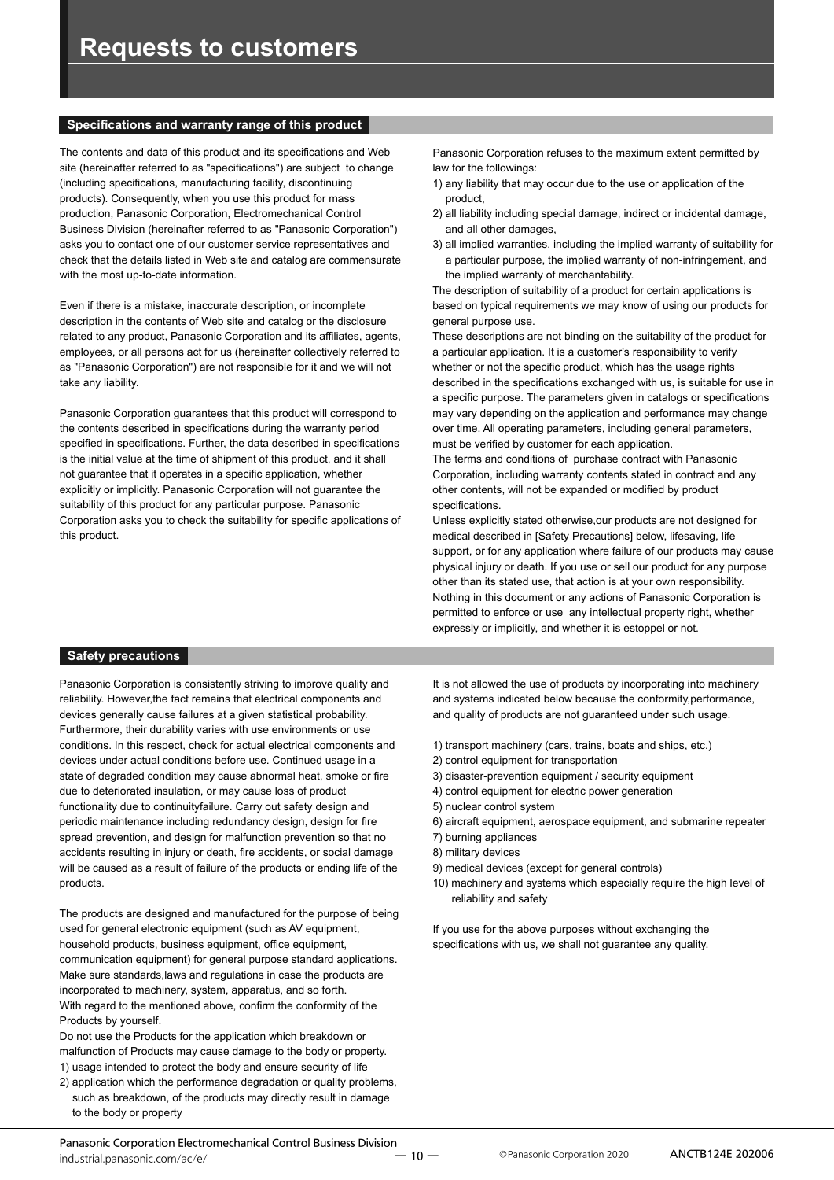# Requests to customers

## Specifications and warranty range of this product

The contents and data of this product and its specifications and Web site (hereinafter referred to as "specifications") are subject to change (including specifications, manufacturing facility, discontinuing products). Consequently, when you use this product for mass production, Panasonic Corporation, Electromechanical Control Business Division (hereinafter referred to as "Panasonic Corporation") asks you to contact one of our customer service representatives and check that the details listed in Web site and catalog are commensurate with the most up-to-date information.

Even if there is a mistake, inaccurate description, or incomplete description in the contents of Web site and catalog or the disclosure related to any product, Panasonic Corporation and its affiliates, agents, employees, or all persons act for us (hereinafter collectively referred to as "Panasonic Corporation") are not responsible for it and we will not take any liability.

Panasonic Corporation guarantees that this product will correspond to the contents described in specifications during the warranty period specified in specifications. Further, the data described in specifications is the initial value at the time of shipment of this product, and it shall not guarantee that it operates in a specific application, whether explicitly or implicitly. Panasonic Corporation will not guarantee the suitability of this product for any particular purpose. Panasonic Corporation asks you to check the suitability for specific applications of this product.

Panasonic Corporation refuses to the maximum extent permitted by law for the followings:

1) any liability that may occur due to the use or application of the product,
2) all liability including special damage, indirect or incidental damage, and all other damages,
3) all implied warranties, including the implied warranty of suitability for a particular purpose, the implied warranty of non-infringement, and the implied warranty of merchantability.

The description of suitability of a product for certain applications is based on typical requirements we may know of using our products for general purpose use.
These descriptions are not binding on the suitability of the product for a particular application. It is a customer's responsibility to verify whether or not the specific product, which has the usage rights described in the specifications exchanged with us, is suitable for use in a specific purpose. The parameters given in catalogs or specifications may vary depending on the application and performance may change over time. All operating parameters, including general parameters, must be verified by customer for each application.
The terms and conditions of purchase contract with Panasonic Corporation, including warranty contents stated in contract and any other contents, will not be expanded or modified by product specifications.
Unless explicitly stated otherwise,our products are not designed for medical described in [Safety Precautions] below, lifesaving, life support, or for any application where failure of our products may cause physical injury or death. If you use or sell our product for any purpose other than its stated use, that action is at your own responsibility.
Nothing in this document or any actions of Panasonic Corporation is permitted to enforce or use any intellectual property right, whether expressly or implicitly, and whether it is estoppel or not.

## Safety precautions

Panasonic Corporation is consistently striving to improve quality and reliability. However,the fact remains that electrical components and devices generally cause failures at a given statistical probability. Furthermore, their durability varies with use environments or use conditions. In this respect, check for actual electrical components and devices under actual conditions before use. Continued usage in a state of degraded condition may cause abnormal heat, smoke or fire due to deteriorated insulation, or may cause loss of product functionality due to continuityfailure. Carry out safety design and periodic maintenance including redundancy design, design for fire spread prevention, and design for malfunction prevention so that no accidents resulting in injury or death, fire accidents, or social damage will be caused as a result of failure of the products or ending life of the products.

The products are designed and manufactured for the purpose of being used for general electronic equipment (such as AV equipment, household products, business equipment, office equipment, communication equipment) for general purpose standard applications. Make sure standards,laws and regulations in case the products are incorporated to machinery, system, apparatus, and so forth.
With regard to the mentioned above, confirm the conformity of the Products by yourself.
Do not use the Products for the application which breakdown or malfunction of Products may cause damage to the body or property.

1) usage intended to protect the body and ensure security of life
2) application which the performance degradation or quality problems, such as breakdown, of the products may directly result in damage to the body or property

It is not allowed the use of products by incorporating into machinery and systems indicated below because the conformity,performance, and quality of products are not guaranteed under such usage.

1) transport machinery (cars, trains, boats and ships, etc.)
2) control equipment for transportation
3) disaster-prevention equipment / security equipment
4) control equipment for electric power generation
5) nuclear control system
6) aircraft equipment, aerospace equipment, and submarine repeater
7) burning appliances
8) military devices
9) medical devices (except for general controls)
10) machinery and systems which especially require the high level of reliability and safety

If you use for the above purposes without exchanging the specifications with us, we shall not guarantee any quality.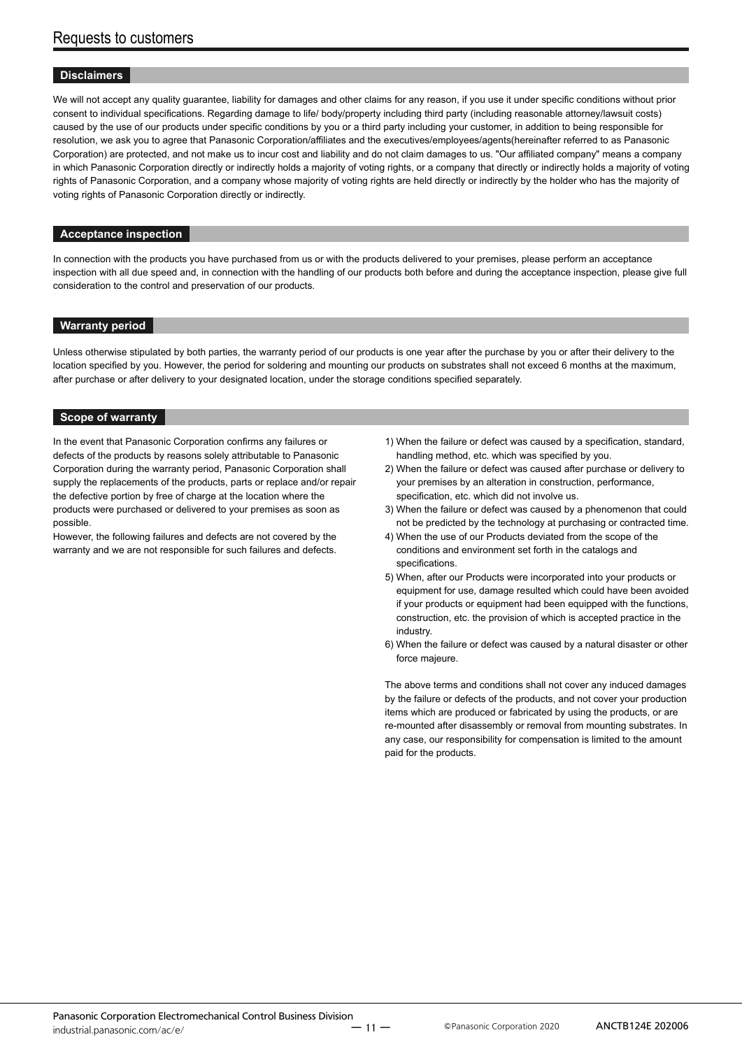# Requests to customers

## Disclaimers

We will not accept any quality guarantee, liability for damages and other claims for any reason, if you use it under specific conditions without prior consent to individual specifications. Regarding damage to life/ body/property including third party (including reasonable attorney/lawsuit costs) caused by the use of our products under specific conditions by you or a third party including your customer, in addition to being responsible for resolution, we ask you to agree that Panasonic Corporation/affiliates and the executives/employees/agents(hereinafter referred to as Panasonic Corporation) are protected, and not make us to incur cost and liability and do not claim damages to us. "Our affiliated company" means a company in which Panasonic Corporation directly or indirectly holds a majority of voting rights, or a company that directly or indirectly holds a majority of voting rights of Panasonic Corporation, and a company whose majority of voting rights are held directly or indirectly by the holder who has the majority of voting rights of Panasonic Corporation directly or indirectly.

## Acceptance inspection

In connection with the products you have purchased from us or with the products delivered to your premises, please perform an acceptance inspection with all due speed and, in connection with the handling of our products both before and during the acceptance inspection, please give full consideration to the control and preservation of our products.

## Warranty period

Unless otherwise stipulated by both parties, the warranty period of our products is one year after the purchase by you or after their delivery to the location specified by you. However, the period for soldering and mounting our products on substrates shall not exceed 6 months at the maximum, after purchase or after delivery to your designated location, under the storage conditions specified separately.

## Scope of warranty

In the event that Panasonic Corporation confirms any failures or defects of the products by reasons solely attributable to Panasonic Corporation during the warranty period, Panasonic Corporation shall supply the replacements of the products, parts or replace and/or repair the defective portion by free of charge at the location where the products were purchased or delivered to your premises as soon as possible.

However, the following failures and defects are not covered by the warranty and we are not responsible for such failures and defects.

1) When the failure or defect was caused by a specification, standard, handling method, etc. which was specified by you.
2) When the failure or defect was caused after purchase or delivery to your premises by an alteration in construction, performance, specification, etc. which did not involve us.
3) When the failure or defect was caused by a phenomenon that could not be predicted by the technology at purchasing or contracted time.
4) When the use of our Products deviated from the scope of the conditions and environment set forth in the catalogs and specifications.
5) When, after our Products were incorporated into your products or equipment for use, damage resulted which could have been avoided if your products or equipment had been equipped with the functions, construction, etc. the provision of which is accepted practice in the industry.
6) When the failure or defect was caused by a natural disaster or other force majeure.

The above terms and conditions shall not cover any induced damages by the failure or defects of the products, and not cover your production items which are produced or fabricated by using the products, or are re-mounted after disassembly or removal from mounting substrates. In any case, our responsibility for compensation is limited to the amount paid for the products.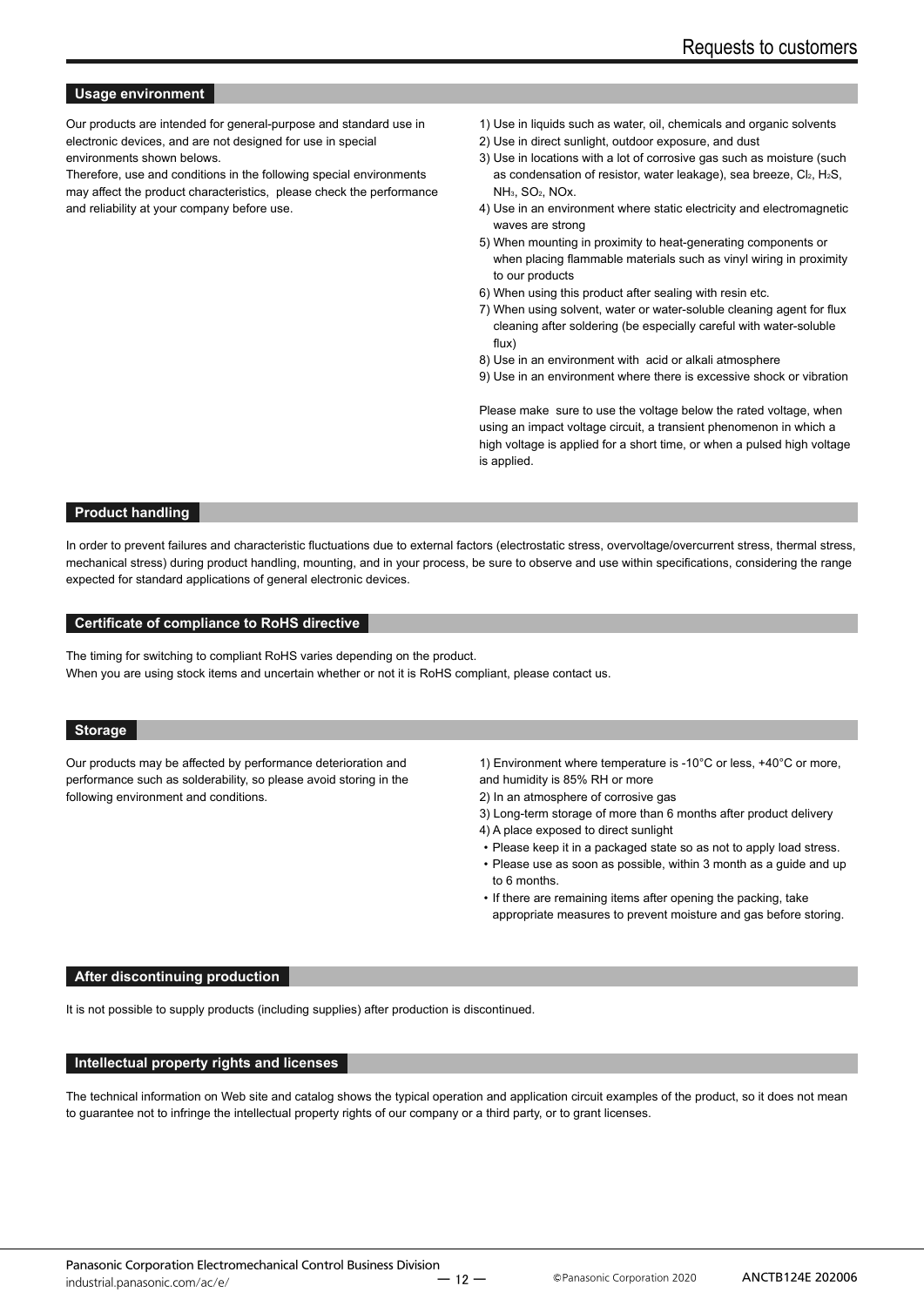# Requests to customers

## Usage environment

Our products are intended for general-purpose and standard use in electronic devices, and are not designed for use in special environments shown belows.
Therefore, use and conditions in the following special environments may affect the product characteristics, please check the performance and reliability at your company before use.

1) Use in liquids such as water, oil, chemicals and organic solvents
2) Use in direct sunlight, outdoor exposure, and dust
3) Use in locations with a lot of corrosive gas such as moisture (such as condensation of resistor, water leakage), sea breeze, $Cl_2$, $H_2S$, $NH_3$, $SO_2$, NOx.
4) Use in an environment where static electricity and electromagnetic waves are strong
5) When mounting in proximity to heat-generating components or when placing flammable materials such as vinyl wiring in proximity to our products
6) When using this product after sealing with resin etc.
7) When using solvent, water or water-soluble cleaning agent for flux cleaning after soldering (be especially careful with water-soluble flux)
8) Use in an environment with acid or alkali atmosphere
9) Use in an environment where there is excessive shock or vibration

Please make sure to use the voltage below the rated voltage, when using an impact voltage circuit, a transient phenomenon in which a high voltage is applied for a short time, or when a pulsed high voltage is applied.

## Product handling

In order to prevent failures and characteristic fluctuations due to external factors (electrostatic stress, overvoltage/overcurrent stress, thermal stress, mechanical stress) during product handling, mounting, and in your process, be sure to observe and use within specifications, considering the range expected for standard applications of general electronic devices.

## Certificate of compliance to RoHS directive

The timing for switching to compliant RoHS varies depending on the product.
When you are using stock items and uncertain whether or not it is RoHS compliant, please contact us.

## Storage

Our products may be affected by performance deterioration and performance such as solderability, so please avoid storing in the following environment and conditions.

1) Environment where temperature is -10°C or less, +40°C or more, and humidity is 85% RH or more
2) In an atmosphere of corrosive gas
3) Long-term storage of more than 6 months after product delivery
4) A place exposed to direct sunlight

- Please keep it in a packaged state so as not to apply load stress.
- Please use as soon as possible, within 3 month as a guide and up to 6 months.
- If there are remaining items after opening the packing, take appropriate measures to prevent moisture and gas before storing.

## After discontinuing production

It is not possible to supply products (including supplies) after production is discontinued.

## Intellectual property rights and licenses

The technical information on Web site and catalog shows the typical operation and application circuit examples of the product, so it does not mean to guarantee not to infringe the intellectual property rights of our company or a third party, or to grant licenses.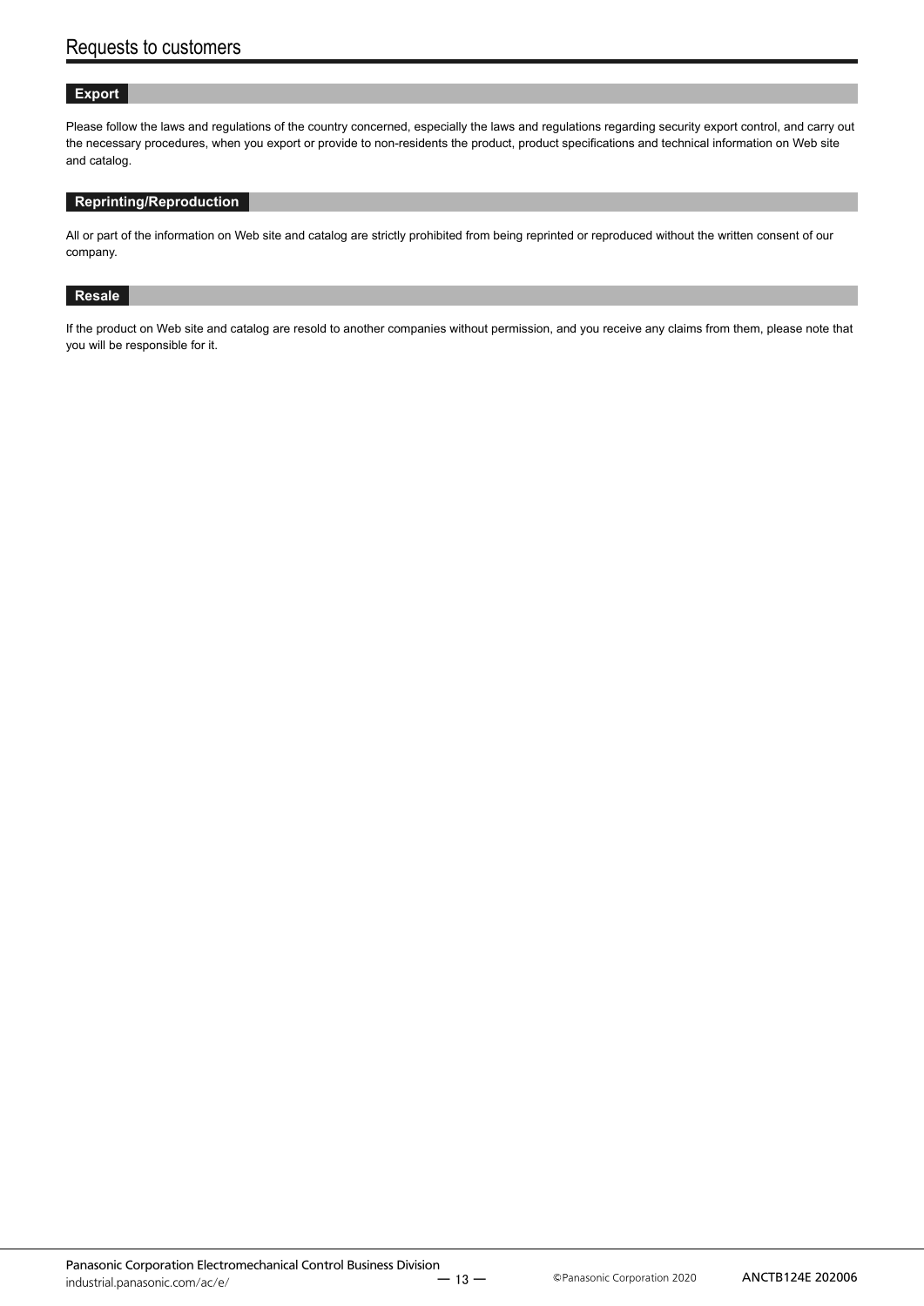# Requests to customers

## Export

Please follow the laws and regulations of the country concerned, especially the laws and regulations regarding security export control, and carry out the necessary procedures, when you export or provide to non-residents the product, product specifications and technical information on Web site and catalog.

## Reprinting/Reproduction

All or part of the information on Web site and catalog are strictly prohibited from being reprinted or reproduced without the written consent of our company.

## Resale

If the product on Web site and catalog are resold to another companies without permission, and you receive any claims from them, please note that you will be responsible for it.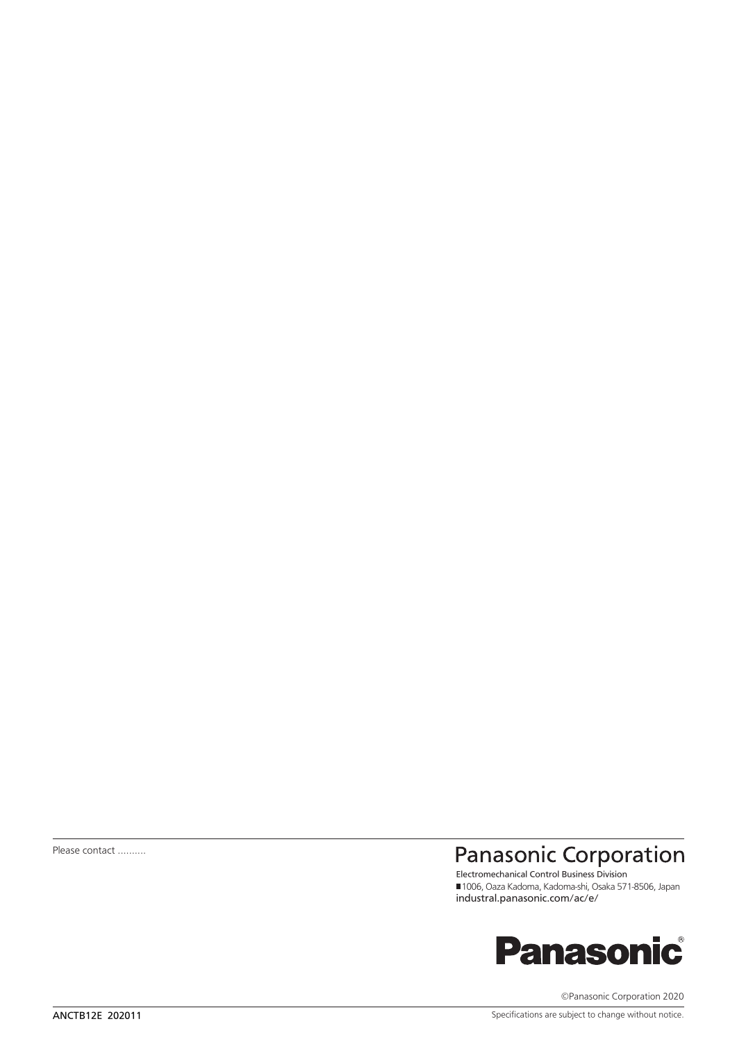Please contact ..........

# Panasonic Corporation

Electromechanical Control Business Division

■1006, Oaza Kadoma, Kadoma-shi, Osaka 571-8506, Japan

industral.panasonic.com/ac/e/

Panasonic®

©Panasonic Corporation 2020

ANCTB12E 202011

Specifications are subject to change without notice.